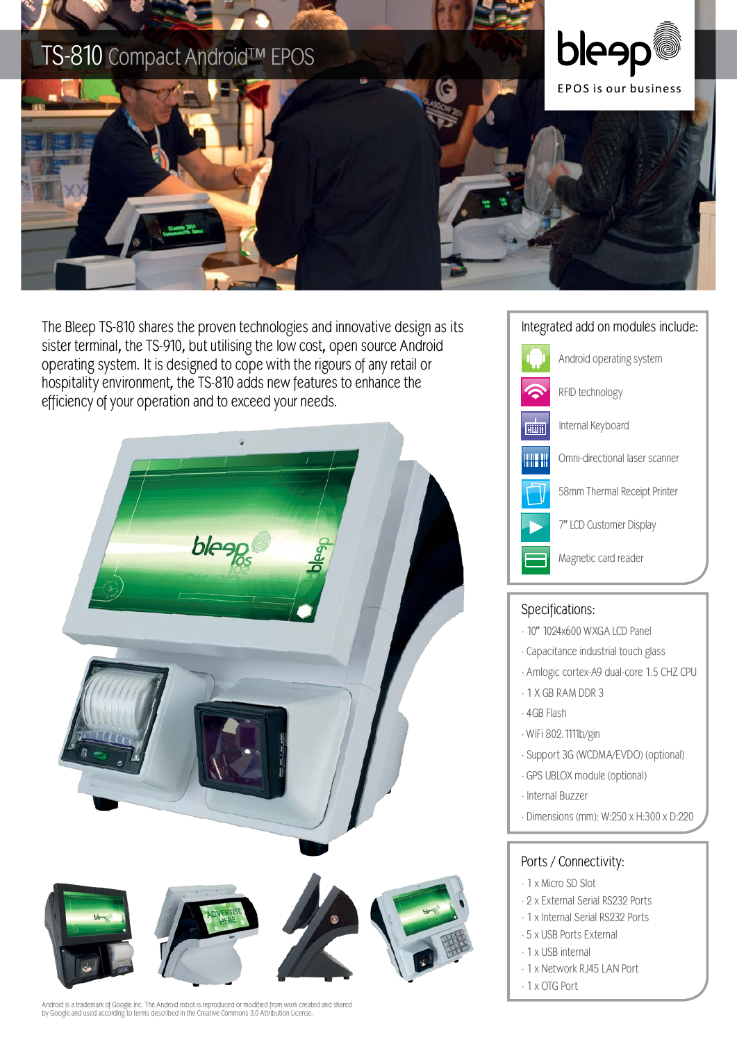# TS-810 Compact Android™ EPOS

bleep
EPOS is our business

The Bleep TS-810 shares the proven technologies and innovative design as its sister terminal, the TS-910, but utilising the low cost, open source Android operating system. It is designed to cope with the rigours of any retail or hospitality environment, the TS-810 adds new features to enhance the efficiency of your operation and to exceed your needs.

## Integrated add on modules include:

- Android operating system
- RFID technology
- Internal Keyboard
- Omni-directional laser scanner
- 58mm Thermal Receipt Printer
- 7" LCD Customer Display
- Magnetic card reader

## Specifications:

- 10" 1024x600 WXGA LCD Panel
- Capacitance industrial touch glass
- Amlogic cortex-A9 dual-core 1.5 CHZ CPU
- 1 X GB RAM DDR 3
- 4GB Flash
- WiFi 802.1111b/gin
- Support 3G (WCDMA/EVDO) (optional)
- GPS UBLOX module (optional)
- Internal Buzzer
- Dimensions (mm): W:250 x H:300 x D:220

## Ports / Connectivity:

- 1 x Micro SD Slot
- 2 x External Serial RS232 Ports
- 1 x Internal Serial RS232 Ports
- 5 x USB Ports External
- 1 x USB internal
- 1 x Network RJ45 LAN Port
- 1 x OTG Port

Android is a trademark of Google Inc. The Android robot is reproduced or modified from work created and shared by Google and used according to terms described in the Creative Commons 3.0 Attribution License.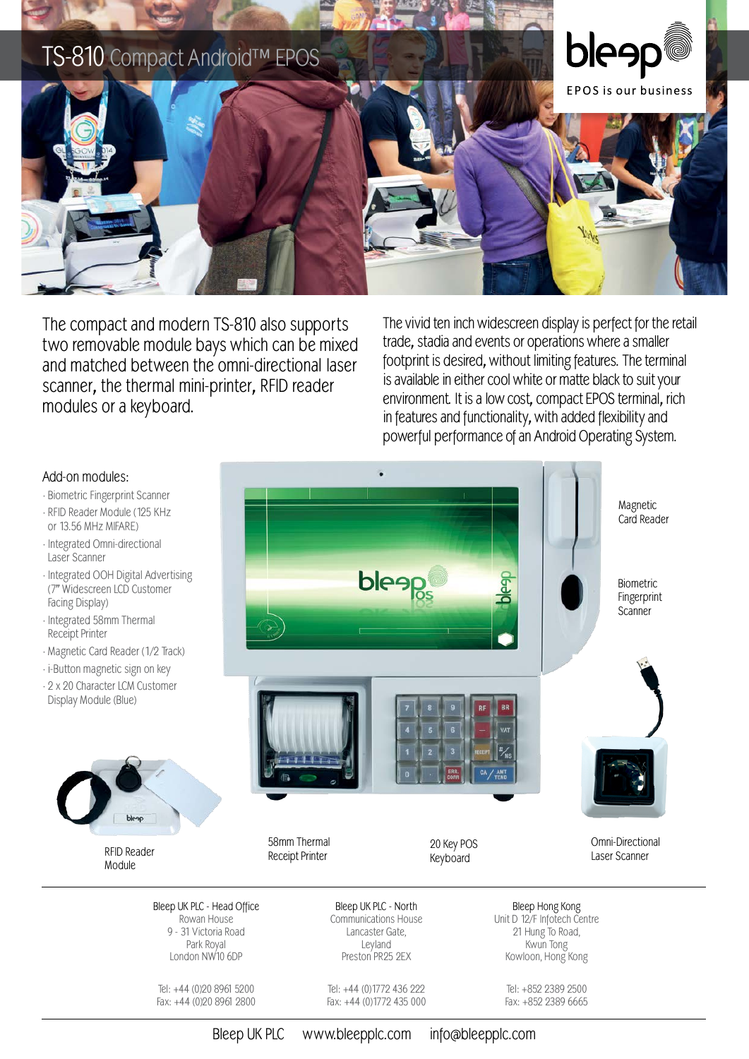# TS-810 Compact Android™ EPOS

bleep EPOS is our business

The compact and modern TS-810 also supports two removable module bays which can be mixed and matched between the omni-directional laser scanner, the thermal mini-printer, RFID reader modules or a keyboard.

The vivid ten inch widescreen display is perfect for the retail trade, stadia and events or operations where a smaller footprint is desired, without limiting features. The terminal is available in either cool white or matte black to suit your environment. It is a low cost, compact EPOS terminal, rich in features and functionality, with added flexibility and powerful performance of an Android Operating System.

Add-on modules:

- Biometric Fingerprint Scanner
- RFID Reader Module (125 KHz or 13.56 MHz MIFARE)
- Integrated Omni-directional Laser Scanner
- Integrated OOH Digital Advertising (7" Widescreen LCD Customer Facing Display)
- Integrated 58mm Thermal Receipt Printer
- Magnetic Card Reader (1/2 Track)
- i-Button magnetic sign on key
- 2 x 20 Character LCM Customer Display Module (Blue)

Magnetic Card Reader

Biometric Fingerprint Scanner

RFID Reader Module

58mm Thermal Receipt Printer

20 Key POS Keyboard

Omni-Directional Laser Scanner

**Bleep UK PLC - Head Office**
Rowan House
9 - 31 Victoria Road
Park Royal
London NW10 6DP

Tel: +44 (0)20 8961 5200
Fax: +44 (0)20 8961 2800

**Bleep UK PLC - North**
Communications House
Lancaster Gate,
Leyland
Preston PR25 2EX

Tel: +44 (0)1772 436 222
Fax: +44 (0)1772 435 000

**Bleep Hong Kong**
Unit D 12/F Infotech Centre
21 Hung To Road,
Kwun Tong
Kowloon, Hong Kong

Tel: +852 2389 2500
Fax: +852 2389 6665

Bleep UK PLC www.bleepplc.com info@bleepplc.com